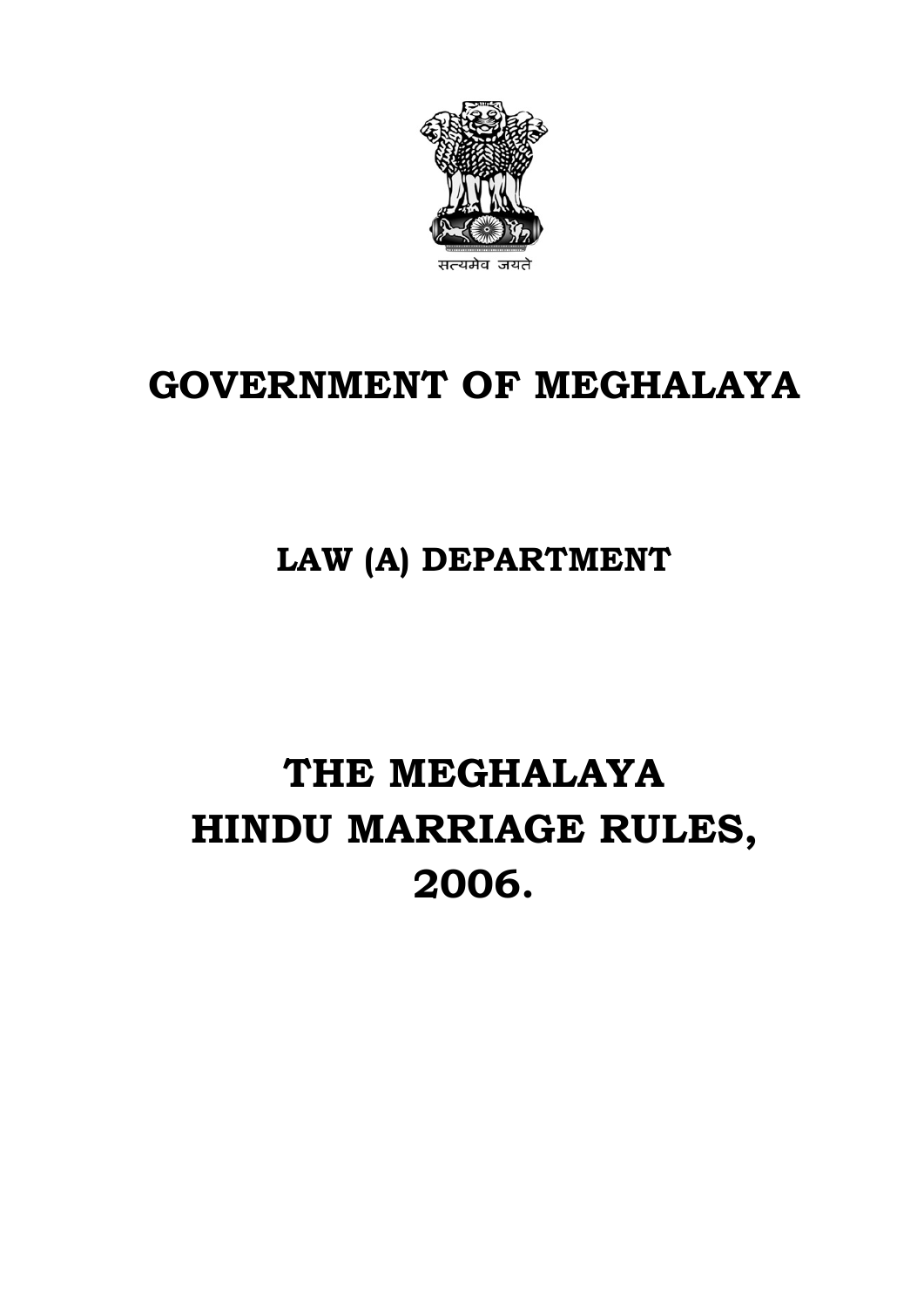सत्यमेव जयते

# GOVERNMENT OF MEGHALAYA

## LAW (A) DEPARTMENT

# THE MEGHALAYA HINDU MARRIAGE RULES, 2006.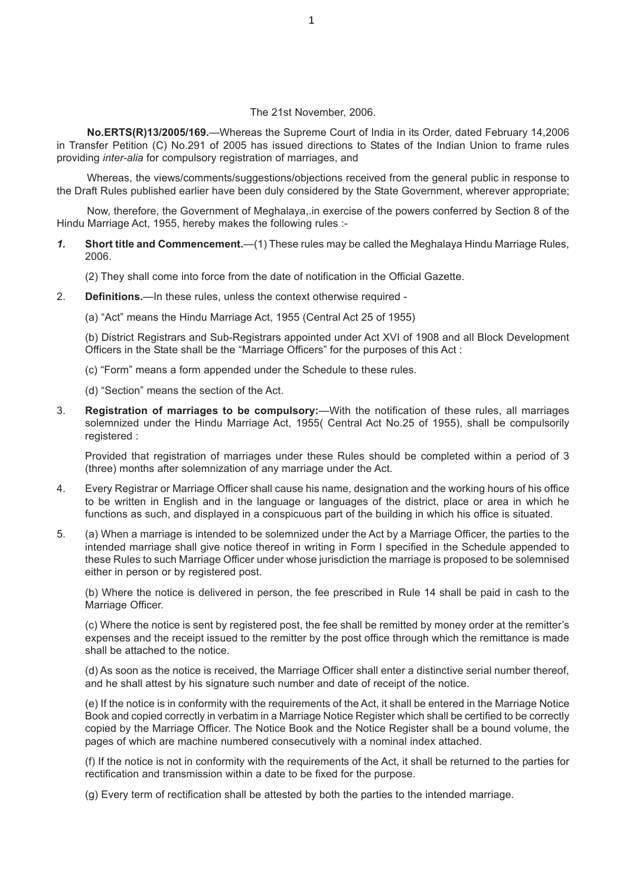The 21st November, 2006.

**No.ERTS(R)13/2005/169.**—Whereas the Supreme Court of India in its Order, dated February 14,2006 in Transfer Petition (C) No.291 of 2005 has issued directions to States of the Indian Union to frame rules providing *inter-alia* for compulsory registration of marriages, and

Whereas, the views/comments/suggestions/objections received from the general public in response to the Draft Rules published earlier have been duly considered by the State Government, wherever appropriate;

Now, therefore, the Government of Meghalaya,.in exercise of the powers conferred by Section 8 of the Hindu Marriage Act, 1955, hereby makes the following rules :-

***1.*** **Short title and Commencement.**—(1) These rules may be called the Meghalaya Hindu Marriage Rules, 2006.

(2) They shall come into force from the date of notification in the Official Gazette.

2. **Definitions.**—In these rules, unless the context otherwise required -

(a) "Act" means the Hindu Marriage Act, 1955 (Central Act 25 of 1955)

(b) District Registrars and Sub-Registrars appointed under Act XVI of 1908 and all Block Development Officers in the State shall be the "Marriage Officers" for the purposes of this Act :

(c) "Form" means a form appended under the Schedule to these rules.

(d) "Section" means the section of the Act.

3. **Registration of marriages to be compulsory:**—With the notification of these rules, all marriages solemnized under the Hindu Marriage Act, 1955( Central Act No.25 of 1955), shall be compulsorily registered :

Provided that registration of marriages under these Rules should be completed within a period of 3 (three) months after solemnization of any marriage under the Act.

4. Every Registrar or Marriage Officer shall cause his name, designation and the working hours of his office to be written in English and in the language or languages of the district, place or area in which he functions as such, and displayed in a conspicuous part of the building in which his office is situated.

5. (a) When a marriage is intended to be solemnized under the Act by a Marriage Officer, the parties to the intended marriage shall give notice thereof in writing in Form I specified in the Schedule appended to these Rules to such Marriage Officer under whose jurisdiction the marriage is proposed to be solemnised either in person or by registered post.

(b) Where the notice is delivered in person, the fee prescribed in Rule 14 shall be paid in cash to the Marriage Officer.

(c) Where the notice is sent by registered post, the fee shall be remitted by money order at the remitter's expenses and the receipt issued to the remitter by the post office through which the remittance is made shall be attached to the notice.

(d) As soon as the notice is received, the Marriage Officer shall enter a distinctive serial number thereof, and he shall attest by his signature such number and date of receipt of the notice.

(e) If the notice is in conformity with the requirements of the Act, it shall be entered in the Marriage Notice Book and copied correctly in verbatim in a Marriage Notice Register which shall be certified to be correctly copied by the Marriage Officer. The Notice Book and the Notice Register shall be a bound volume, the pages of which are machine numbered consecutively with a nominal index attached.

(f) If the notice is not in conformity with the requirements of the Act, it shall be returned to the parties for rectification and transmission within a date to be fixed for the purpose.

(g) Every term of rectification shall be attested by both the parties to the intended marriage.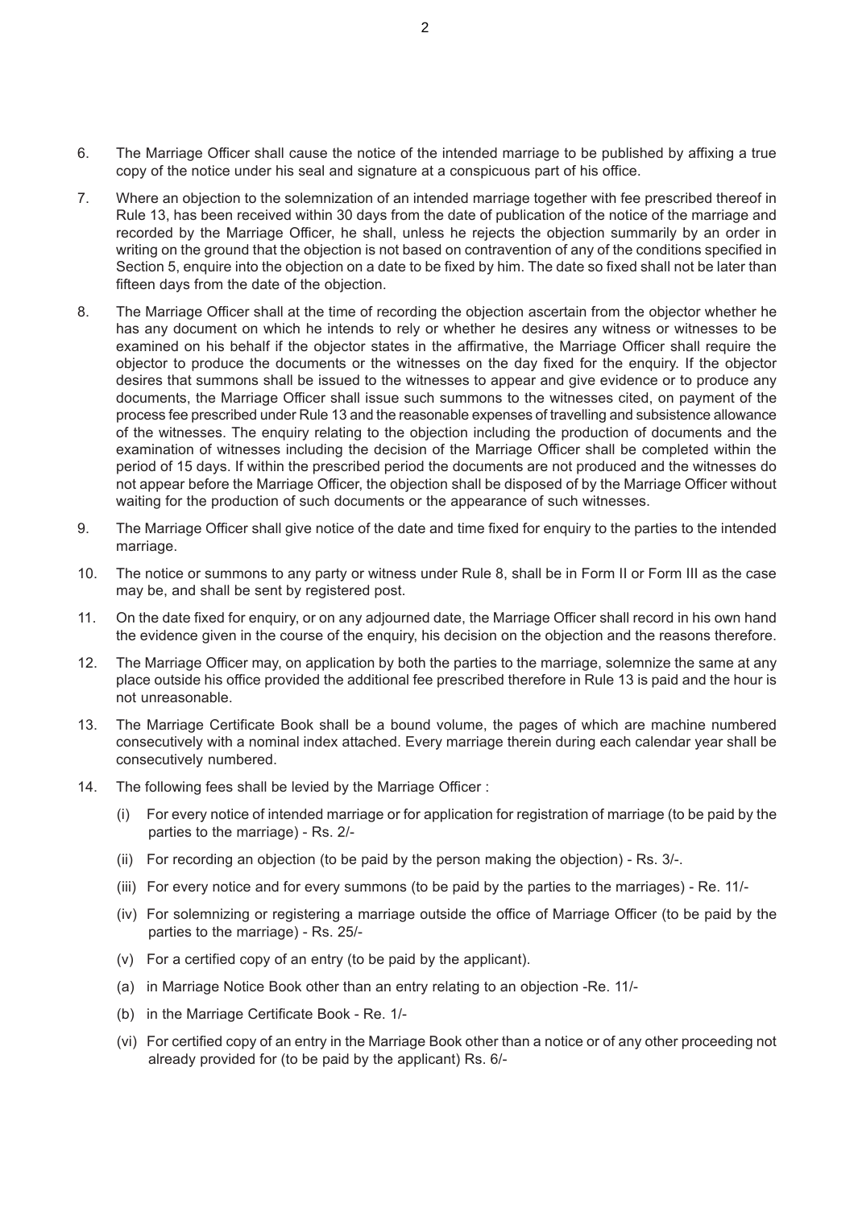6. The Marriage Officer shall cause the notice of the intended marriage to be published by affixing a true copy of the notice under his seal and signature at a conspicuous part of his office.

7. Where an objection to the solemnization of an intended marriage together with fee prescribed thereof in Rule 13, has been received within 30 days from the date of publication of the notice of the marriage and recorded by the Marriage Officer, he shall, unless he rejects the objection summarily by an order in writing on the ground that the objection is not based on contravention of any of the conditions specified in Section 5, enquire into the objection on a date to be fixed by him. The date so fixed shall not be later than fifteen days from the date of the objection.

8. The Marriage Officer shall at the time of recording the objection ascertain from the objector whether he has any document on which he intends to rely or whether he desires any witness or witnesses to be examined on his behalf if the objector states in the affirmative, the Marriage Officer shall require the objector to produce the documents or the witnesses on the day fixed for the enquiry. If the objector desires that summons shall be issued to the witnesses to appear and give evidence or to produce any documents, the Marriage Officer shall issue such summons to the witnesses cited, on payment of the process fee prescribed under Rule 13 and the reasonable expenses of travelling and subsistence allowance of the witnesses. The enquiry relating to the objection including the production of documents and the examination of witnesses including the decision of the Marriage Officer shall be completed within the period of 15 days. If within the prescribed period the documents are not produced and the witnesses do not appear before the Marriage Officer, the objection shall be disposed of by the Marriage Officer without waiting for the production of such documents or the appearance of such witnesses.

9. The Marriage Officer shall give notice of the date and time fixed for enquiry to the parties to the intended marriage.

10. The notice or summons to any party or witness under Rule 8, shall be in Form II or Form III as the case may be, and shall be sent by registered post.

11. On the date fixed for enquiry, or on any adjourned date, the Marriage Officer shall record in his own hand the evidence given in the course of the enquiry, his decision on the objection and the reasons therefore.

12. The Marriage Officer may, on application by both the parties to the marriage, solemnize the same at any place outside his office provided the additional fee prescribed therefore in Rule 13 is paid and the hour is not unreasonable.

13. The Marriage Certificate Book shall be a bound volume, the pages of which are machine numbered consecutively with a nominal index attached. Every marriage therein during each calendar year shall be consecutively numbered.

14. The following fees shall be levied by the Marriage Officer :

    (i) For every notice of intended marriage or for application for registration of marriage (to be paid by the parties to the marriage) - Rs. 2/-

    (ii) For recording an objection (to be paid by the person making the objection) - Rs. 3/-.

    (iii) For every notice and for every summons (to be paid by the parties to the marriages) - Re. 11/-

    (iv) For solemnizing or registering a marriage outside the office of Marriage Officer (to be paid by the parties to the marriage) - Rs. 25/-

    (v) For a certified copy of an entry (to be paid by the applicant).

    (a) in Marriage Notice Book other than an entry relating to an objection -Re. 11/-

    (b) in the Marriage Certificate Book - Re. 1/-

    (vi) For certified copy of an entry in the Marriage Book other than a notice or of any other proceeding not already provided for (to be paid by the applicant) Rs. 6/-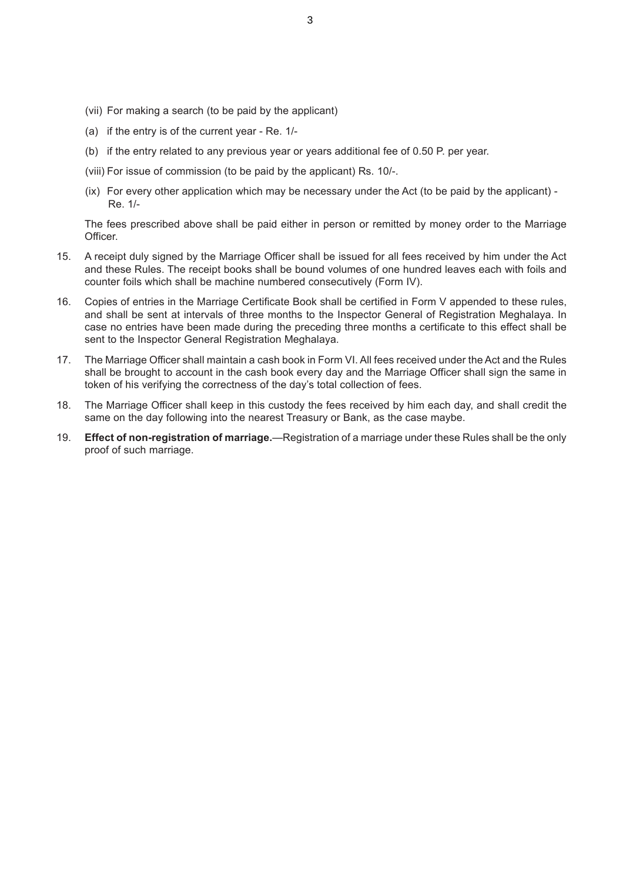(vii) For making a search (to be paid by the applicant)

(a) if the entry is of the current year - Re. 1/-

(b) if the entry related to any previous year or years additional fee of 0.50 P. per year.

(viii) For issue of commission (to be paid by the applicant) Rs. 10/-.

(ix) For every other application which may be necessary under the Act (to be paid by the applicant) - Re. 1/-

The fees prescribed above shall be paid either in person or remitted by money order to the Marriage Officer.

15. A receipt duly signed by the Marriage Officer shall be issued for all fees received by him under the Act and these Rules. The receipt books shall be bound volumes of one hundred leaves each with foils and counter foils which shall be machine numbered consecutively (Form IV).

16. Copies of entries in the Marriage Certificate Book shall be certified in Form V appended to these rules, and shall be sent at intervals of three months to the Inspector General of Registration Meghalaya. In case no entries have been made during the preceding three months a certificate to this effect shall be sent to the Inspector General Registration Meghalaya.

17. The Marriage Officer shall maintain a cash book in Form VI. All fees received under the Act and the Rules shall be brought to account in the cash book every day and the Marriage Officer shall sign the same in token of his verifying the correctness of the day's total collection of fees.

18. The Marriage Officer shall keep in this custody the fees received by him each day, and shall credit the same on the day following into the nearest Treasury or Bank, as the case maybe.

19. **Effect of non-registration of marriage.**—Registration of a marriage under these Rules shall be the only proof of such marriage.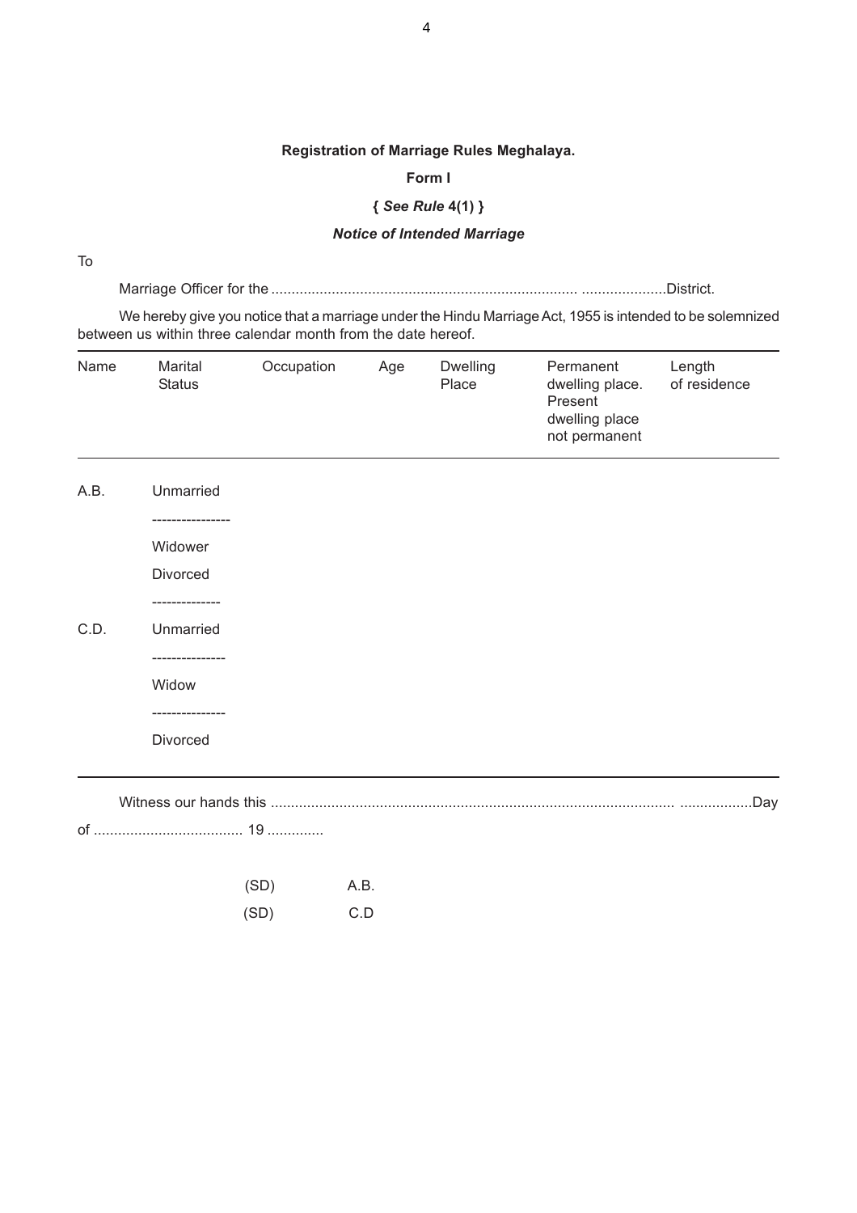**Registration of Marriage Rules Meghalaya.**

**Form I**

**{ *See Rule* 4(1) }**

***Notice of Intended Marriage***

To

Marriage Officer for the ............................................................................. .....................District.

We hereby give you notice that a marriage under the Hindu Marriage Act, 1955 is intended to be solemnized between us within three calendar month from the date hereof.

| Name | Marital Status | Occupation | Age | Dwelling Place | Permanent dwelling place. Present dwelling place not permanent | Length of residence |
|---|---|---|---|---|---|---|
| A.B. | Unmarried | | | | | |
| | ---------------- | | | | | |
| | Widower | | | | | |
| | Divorced | | | | | |
| | -------------- | | | | | |
| C.D. | Unmarried | | | | | |
| | --------------- | | | | | |
| | Widow | | | | | |
| | --------------- | | | | | |
| | Divorced | | | | | |

Witness our hands this .................................................................................................... ..................Day of ..................................... 19 ..............

(SD) A.B.

(SD) C.D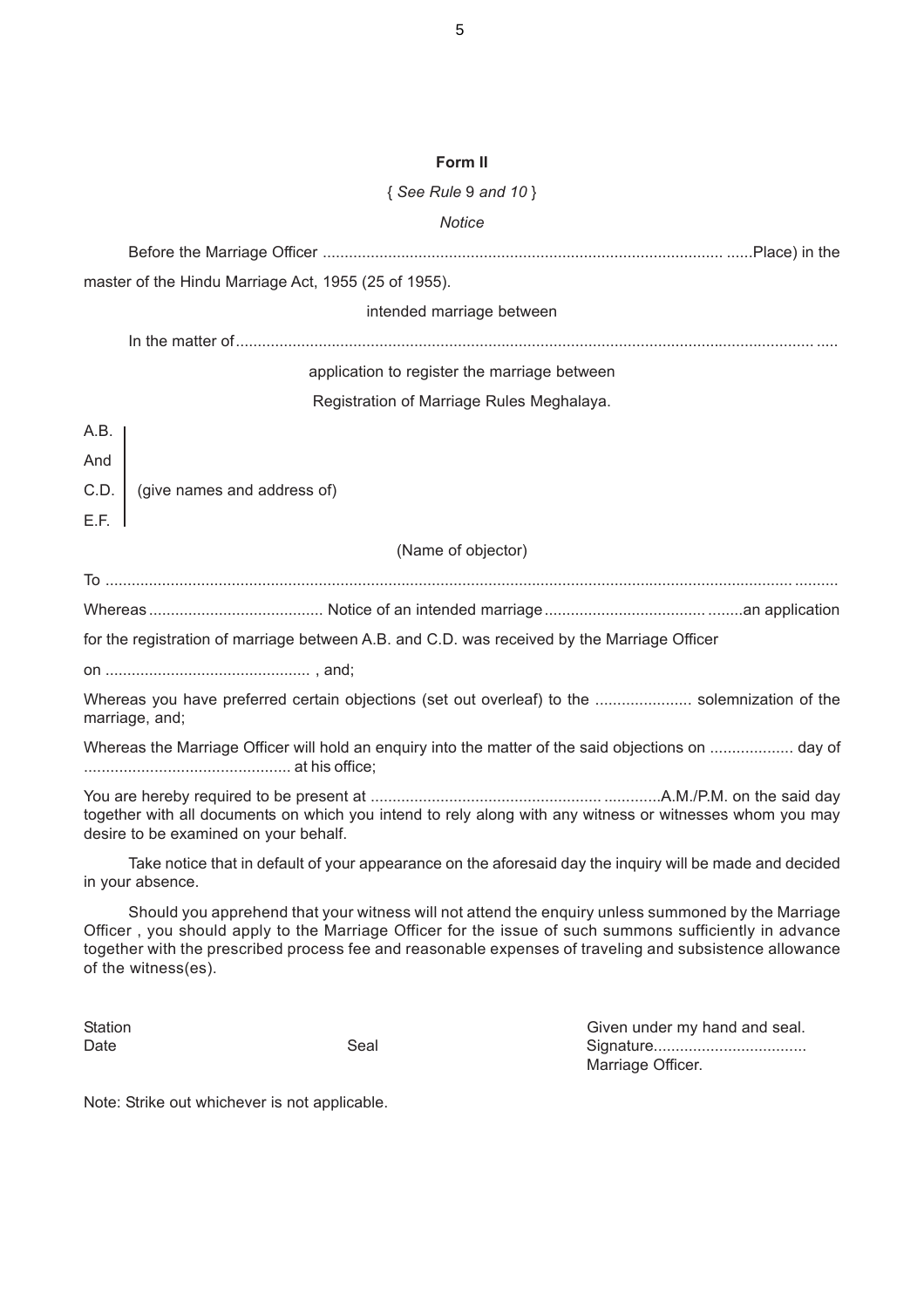**Form II**

{ *See Rule* 9 *and 10* }

*Notice*

Before the Marriage Officer ............................................................................................. ......Place) in the

master of the Hindu Marriage Act, 1955 (25 of 1955).

intended marriage between

In the matter of.................................................................................................................................. .....

application to register the marriage between

Registration of Marriage Rules Meghalaya.

A.B.
And
C.D. (give names and address of)
E.F.

(Name of objector)

To ......................................................................................................................................................... ..........

Whereas ....................................... Notice of an intended marriage ..................................... ........an application for the registration of marriage between A.B. and C.D. was received by the Marriage Officer

on .............................................. , and;

Whereas you have preferred certain objections (set out overleaf) to the ...................... solemnization of the marriage, and;

Whereas the Marriage Officer will hold an enquiry into the matter of the said objections on ................... day of .............................................. at his office;

You are hereby required to be present at ................................................... .............A.M./P.M. on the said day together with all documents on which you intend to rely along with any witness or witnesses whom you may desire to be examined on your behalf.

Take notice that in default of your appearance on the aforesaid day the inquiry will be made and decided in your absence.

Should you apprehend that your witness will not attend the enquiry unless summoned by the Marriage Officer , you should apply to the Marriage Officer for the issue of such summons sufficiently in advance together with the prescribed process fee and reasonable expenses of traveling and subsistence allowance of the witness(es).

Station
Date

Seal

Given under my hand and seal.
Signature..................................
Marriage Officer.

Note: Strike out whichever is not applicable.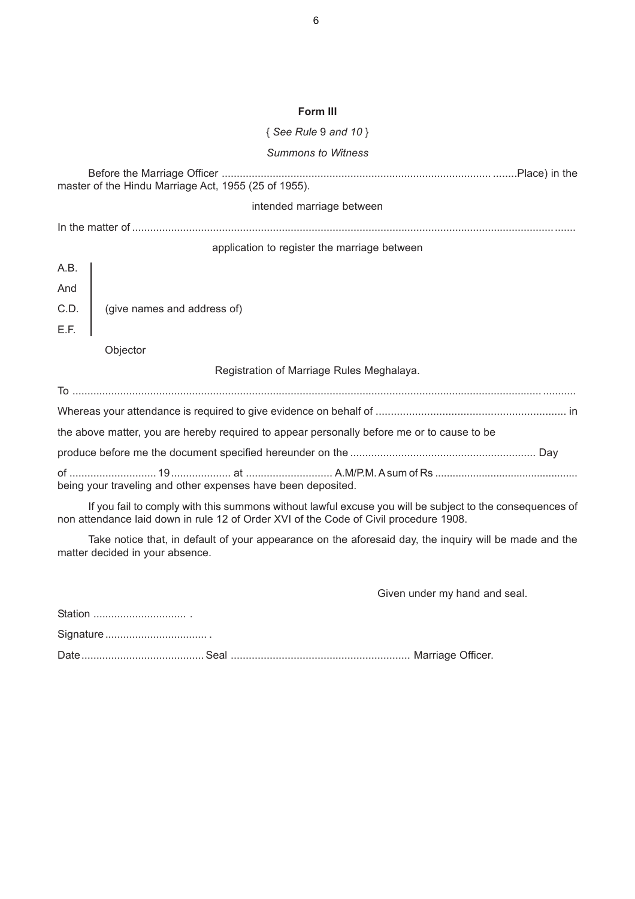**Form III**

{ *See Rule* 9 *and 10* }

*Summons to Witness*

Before the Marriage Officer ........................................................................................ ........Place) in the master of the Hindu Marriage Act, 1955 (25 of 1955).

intended marriage between

In the matter of ..........................................................................................................................................

application to register the marriage between

A.B.

And

C.D. (give names and address of)

E.F.

Objector

Registration of Marriage Rules Meghalaya.

To ...........................................................................................................................................................

Whereas your attendance is required to give evidence on behalf of ............................................................... in

the above matter, you are hereby required to appear personally before me or to cause to be

produce before me the document specified hereunder on the ............................................................. Day

of ............................ 19 .................... at ............................ A.M/P.M. A sum of Rs ................................................ being your traveling and other expenses have been deposited.

If you fail to comply with this summons without lawful excuse you will be subject to the consequences of non attendance laid down in rule 12 of Order XVI of the Code of Civil procedure 1908.

Take notice that, in default of your appearance on the aforesaid day, the inquiry will be made and the matter decided in your absence.

Given under my hand and seal.

Station ............................... .

Signature .................................. .

Date ......................................... Seal ........................................................... Marriage Officer.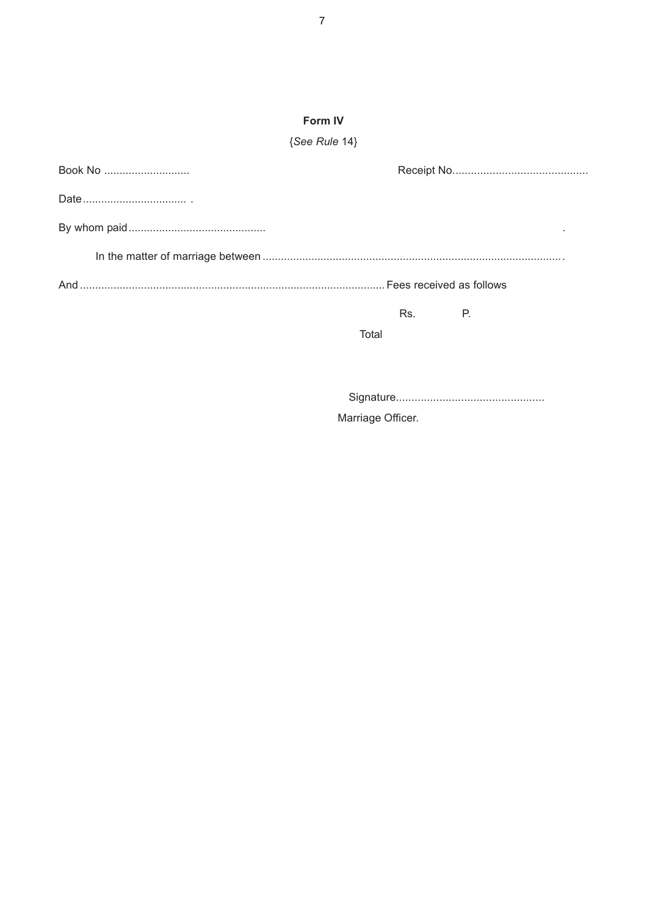## Form IV

{*See Rule* 14}

Book No ............................ Receipt No............................................

Date.................................. .

By whom paid............................................ .

In the matter of marriage between ................................................................................................. .

And ................................................................................................... Fees received as follows

| | Rs. | P. |
|---|---|---|
| Total | | |

Signature................................................

Marriage Officer.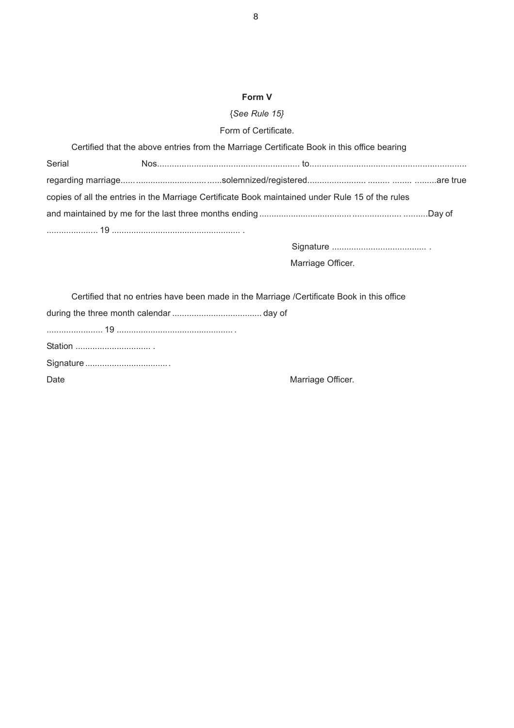**Form V**

*{See Rule 15}*

Form of Certificate.

Certified that the above entries from the Marriage Certificate Book in this office bearing Serial Nos.......................................................... to............................................................... regarding marriage...... .............................. ......solemnized/registered....................... ......... ........ .........are true copies of all the entries in the Marriage Certificate Book maintained under Rule 15 of the rules and maintained by me for the last three months ending ....................................... .................... ..........Day of ..................... 19 ..................................................... .

Signature ....................................... .

Marriage Officer.

Certified that no entries have been made in the Marriage /Certificate Book in this office during the three month calendar ..................................... day of

....................... 19 ................................................ .

Station ............................... .

Signature .................................. .

Date

Marriage Officer.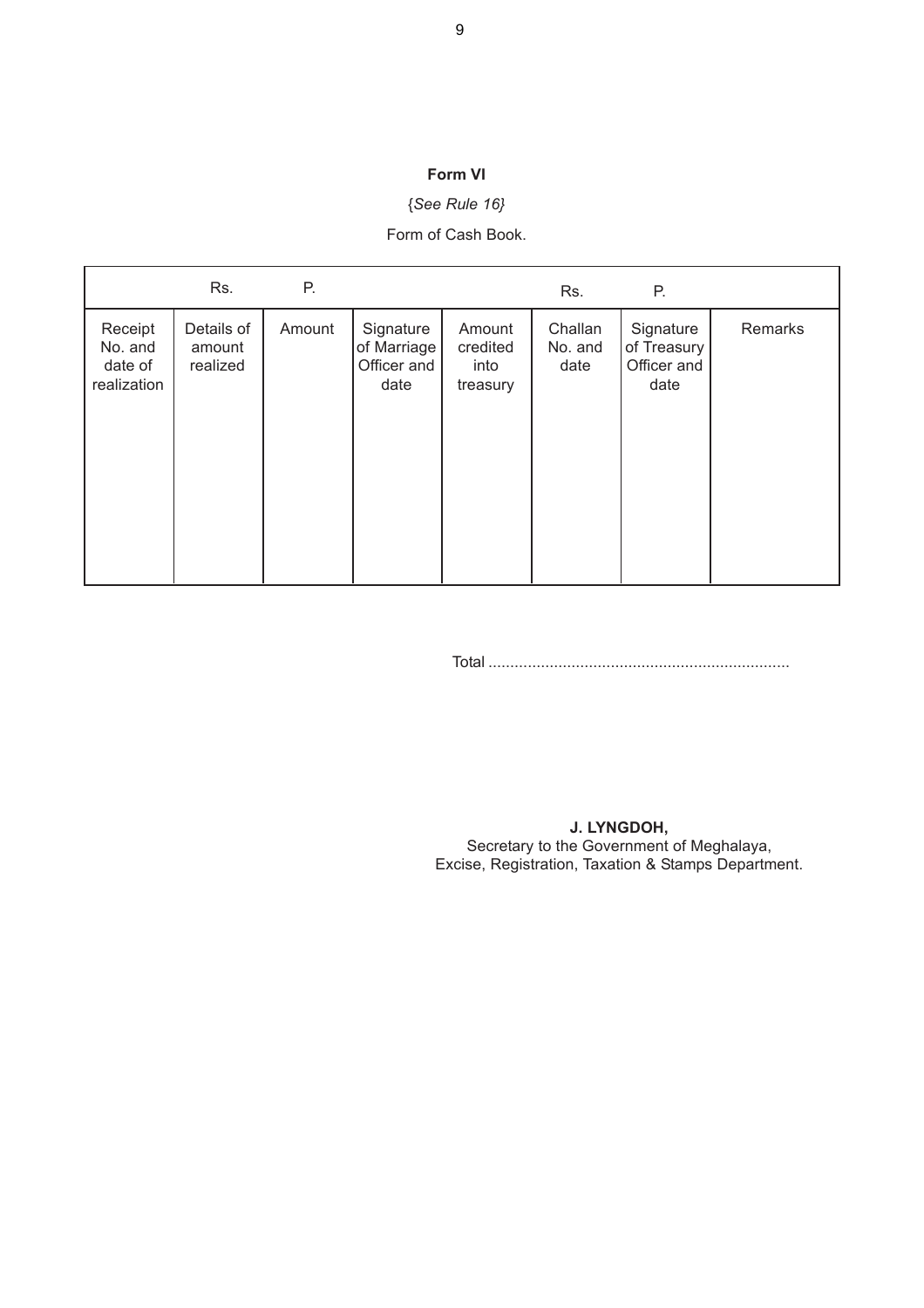**Form VI**

{*See Rule 16}*

Form of Cash Book.

| | Rs. | P. | | | Rs. | P. | |
|---|---|---|---|---|---|---|---|
| Receipt No. and date of realization | Details of amount realized | Amount | Signature of Marriage Officer and date | Amount credited into treasury | Challan No. and date | Signature of Treasury Officer and date | Remarks |
| | | | | | | | |

Total ....................................................................

**J. LYNGDOH,**
Secretary to the Government of Meghalaya,
Excise, Registration, Taxation & Stamps Department.